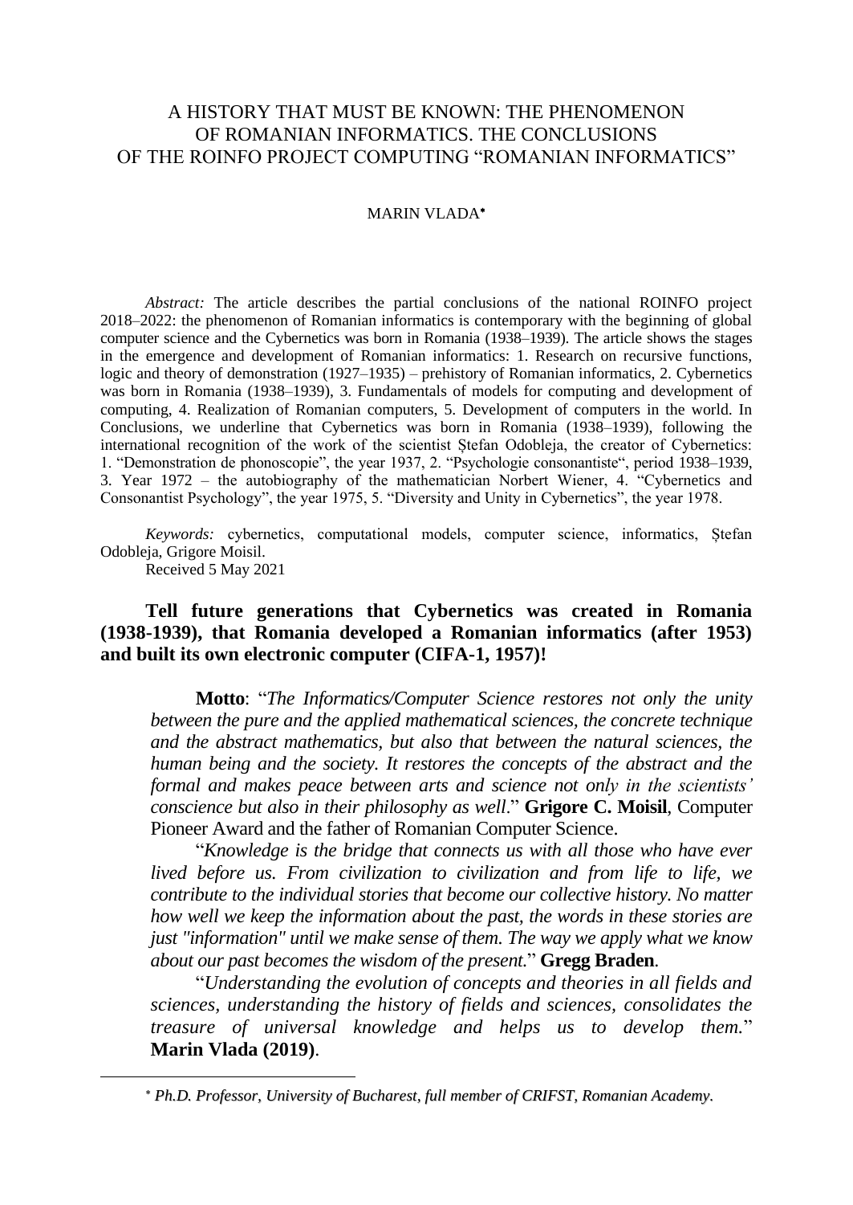# A HISTORY THAT MUST BE KNOWN: THE PHENOMENON OF ROMANIAN INFORMATICS. THE CONCLUSIONS OF THE ROINFO PROJECT COMPUTING "ROMANIAN INFORMATICS"

MARIN VLADA*

*Abstract:* The article describes the partial conclusions of the national ROINFO project 2018–2022: the phenomenon of Romanian informatics is contemporary with the beginning of global computer science and the Cybernetics was born in Romania (1938–1939). The article shows the stages in the emergence and development of Romanian informatics: 1. Research on recursive functions, logic and theory of demonstration (1927–1935) – prehistory of Romanian informatics, 2. Cybernetics was born in Romania (1938–1939), 3. Fundamentals of models for computing and development of computing, 4. Realization of Romanian computers, 5. Development of computers in the world. In Conclusions, we underline that Cybernetics was born in Romania (1938–1939), following the international recognition of the work of the scientist Ștefan Odobleja, the creator of Cybernetics: 1. "Demonstration de phonoscopie", the year 1937, 2. "Psychologie consonantiste", period 1938–1939, 3. Year 1972 – the autobiography of the mathematician Norbert Wiener, 4. "Cybernetics and Consonantist Psychology", the year 1975, 5. "Diversity and Unity in Cybernetics", the year 1978.

*Keywords:* cybernetics, computational models, computer science, informatics, Ștefan Odobleja, Grigore Moisil.

Received 5 May 2021

**Tell future generations that Cybernetics was created in Romania (1938-1939), that Romania developed a Romanian informatics (after 1953) and built its own electronic computer (CIFA-1, 1957)!**

**Motto**: "*The Informatics/Computer Science restores not only the unity between the pure and the applied mathematical sciences, the concrete technique and the abstract mathematics, but also that between the natural sciences, the human being and the society. It restores the concepts of the abstract and the formal and makes peace between arts and science not only in the scientists' conscience but also in their philosophy as well*." **Grigore C. Moisil**, Computer Pioneer Award and the father of Romanian Computer Science.

"*Knowledge is the bridge that connects us with all those who have ever lived before us. From civilization to civilization and from life to life, we contribute to the individual stories that become our collective history. No matter how well we keep the information about the past, the words in these stories are just "information" until we make sense of them. The way we apply what we know about our past becomes the wisdom of the present.*" **Gregg Braden**.

"*Understanding the evolution of concepts and theories in all fields and sciences, understanding the history of fields and sciences, consolidates the treasure of universal knowledge and helps us to develop them.*" **Marin Vlada (2019)**.

---

* *Ph.D. Professor, University of Bucharest, full member of CRIFST, Romanian Academy.*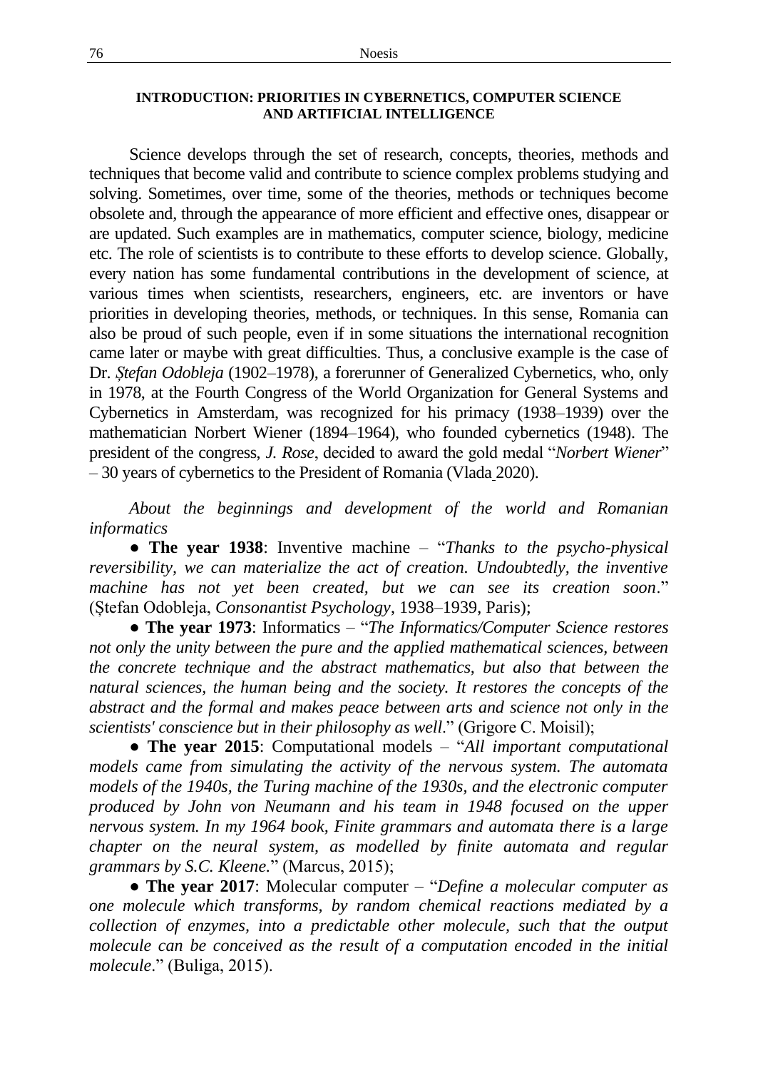## INTRODUCTION: PRIORITIES IN CYBERNETICS, COMPUTER SCIENCE AND ARTIFICIAL INTELLIGENCE

Science develops through the set of research, concepts, theories, methods and techniques that become valid and contribute to science complex problems studying and solving. Sometimes, over time, some of the theories, methods or techniques become obsolete and, through the appearance of more efficient and effective ones, disappear or are updated. Such examples are in mathematics, computer science, biology, medicine etc. The role of scientists is to contribute to these efforts to develop science. Globally, every nation has some fundamental contributions in the development of science, at various times when scientists, researchers, engineers, etc. are inventors or have priorities in developing theories, methods, or techniques. In this sense, Romania can also be proud of such people, even if in some situations the international recognition came later or maybe with great difficulties. Thus, a conclusive example is the case of Dr. *Ştefan Odobleja* (1902–1978), a forerunner of Generalized Cybernetics, who, only in 1978, at the Fourth Congress of the World Organization for General Systems and Cybernetics in Amsterdam, was recognized for his primacy (1938–1939) over the mathematician Norbert Wiener (1894–1964), who founded cybernetics (1948). The president of the congress, *J. Rose*, decided to award the gold medal "*Norbert Wiener*" – 30 years of cybernetics to the President of Romania (Vlada 2020).

*About the beginnings and development of the world and Romanian informatics*

● **The year 1938**: Inventive machine – "*Thanks to the psycho-physical reversibility, we can materialize the act of creation. Undoubtedly, the inventive machine has not yet been created, but we can see its creation soon*." (Ștefan Odobleja, *Consonantist Psychology*, 1938–1939, Paris);

● **The year 1973**: Informatics – "*The Informatics/Computer Science restores not only the unity between the pure and the applied mathematical sciences, between the concrete technique and the abstract mathematics, but also that between the natural sciences, the human being and the society. It restores the concepts of the abstract and the formal and makes peace between arts and science not only in the scientists' conscience but in their philosophy as well*." (Grigore C. Moisil);

● **The year 2015**: Computational models – "*All important computational models came from simulating the activity of the nervous system. The automata models of the 1940s, the Turing machine of the 1930s, and the electronic computer produced by John von Neumann and his team in 1948 focused on the upper nervous system. In my 1964 book, Finite grammars and automata there is a large chapter on the neural system, as modelled by finite automata and regular grammars by S.C. Kleene.*" (Marcus, 2015);

● **The year 2017**: Molecular computer – "*Define a molecular computer as one molecule which transforms, by random chemical reactions mediated by a collection of enzymes, into a predictable other molecule, such that the output molecule can be conceived as the result of a computation encoded in the initial molecule*." (Buliga, 2015).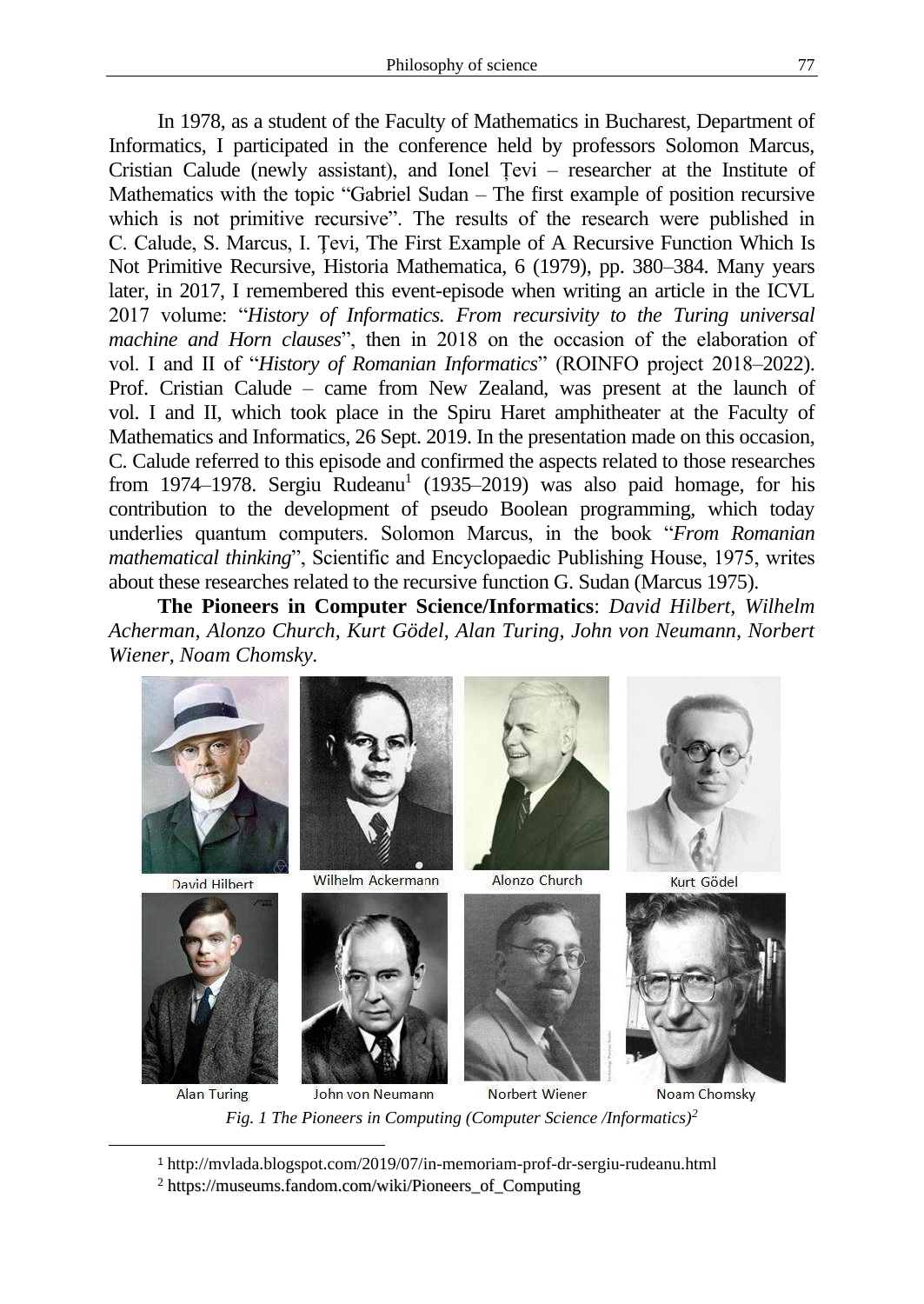In 1978, as a student of the Faculty of Mathematics in Bucharest, Department of Informatics, I participated in the conference held by professors Solomon Marcus, Cristian Calude (newly assistant), and Ionel Țevi – researcher at the Institute of Mathematics with the topic "Gabriel Sudan – The first example of position recursive which is not primitive recursive". The results of the research were published in C. Calude, S. Marcus, I. Țevi, The First Example of A Recursive Function Which Is Not Primitive Recursive, Historia Mathematica, 6 (1979), pp. 380–384. Many years later, in 2017, I remembered this event-episode when writing an article in the ICVL 2017 volume: "*History of Informatics. From recursivity to the Turing universal machine and Horn clauses*", then in 2018 on the occasion of the elaboration of vol. I and II of "*History of Romanian Informatics*" (ROINFO project 2018–2022). Prof. Cristian Calude – came from New Zealand, was present at the launch of vol. I and II, which took place in the Spiru Haret amphitheater at the Faculty of Mathematics and Informatics, 26 Sept. 2019. In the presentation made on this occasion, C. Calude referred to this episode and confirmed the aspects related to those researches from 1974–1978. Sergiu Rudeanu[1] (1935–2019) was also paid homage, for his contribution to the development of pseudo Boolean programming, which today underlies quantum computers. Solomon Marcus, in the book "*From Romanian mathematical thinking*", Scientific and Encyclopaedic Publishing House, 1975, writes about these researches related to the recursive function G. Sudan (Marcus 1975).

**The Pioneers in Computer Science/Informatics**: *David Hilbert, Wilhelm Acherman, Alonzo Church, Kurt Gödel, Alan Turing, John von Neumann, Norbert Wiener, Noam Chomsky.*

David Hilbert, Wilhelm Ackermann, Alonzo Church, Kurt Gödel, Alan Turing, John von Neumann, Norbert Wiener, Noam Chomsky

*Fig. 1 The Pioneers in Computing (Computer Science /Informatics)[2]*

---

[1] http://mvlada.blogspot.com/2019/07/in-memoriam-prof-dr-sergiu-rudeanu.html

[2] https://museums.fandom.com/wiki/Pioneers_of_Computing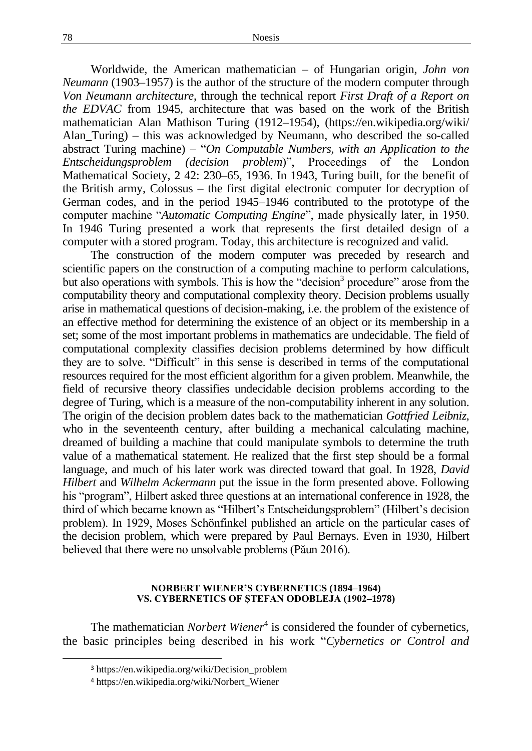Worldwide, the American mathematician – of Hungarian origin, *John von Neumann* (1903–1957) is the author of the structure of the modern computer through *Von Neumann architecture*, through the technical report *First Draft of a Report on the EDVAC* from 1945, architecture that was based on the work of the British mathematician Alan Mathison Turing (1912–1954), (https://en.wikipedia.org/wiki/Alan_Turing) – this was acknowledged by Neumann, who described the so-called abstract Turing machine) – "*On Computable Numbers, with an Application to the Entscheidungsproblem (decision problem)*", Proceedings of the London Mathematical Society, 2 42: 230–65, 1936. In 1943, Turing built, for the benefit of the British army, Colossus – the first digital electronic computer for decryption of German codes, and in the period 1945–1946 contributed to the prototype of the computer machine "*Automatic Computing Engine*", made physically later, in 1950. In 1946 Turing presented a work that represents the first detailed design of a computer with a stored program. Today, this architecture is recognized and valid.

The construction of the modern computer was preceded by research and scientific papers on the construction of a computing machine to perform calculations, but also operations with symbols. This is how the "decision[3] procedure" arose from the computability theory and computational complexity theory. Decision problems usually arise in mathematical questions of decision-making, i.e. the problem of the existence of an effective method for determining the existence of an object or its membership in a set; some of the most important problems in mathematics are undecidable. The field of computational complexity classifies decision problems determined by how difficult they are to solve. "Difficult" in this sense is described in terms of the computational resources required for the most efficient algorithm for a given problem. Meanwhile, the field of recursive theory classifies undecidable decision problems according to the degree of Turing, which is a measure of the non-computability inherent in any solution. The origin of the decision problem dates back to the mathematician *Gottfried Leibniz*, who in the seventeenth century, after building a mechanical calculating machine, dreamed of building a machine that could manipulate symbols to determine the truth value of a mathematical statement. He realized that the first step should be a formal language, and much of his later work was directed toward that goal. In 1928, *David Hilbert* and *Wilhelm Ackermann* put the issue in the form presented above. Following his "program", Hilbert asked three questions at an international conference in 1928, the third of which became known as "Hilbert's Entscheidungsproblem" (Hilbert's decision problem). In 1929, Moses Schönfinkel published an article on the particular cases of the decision problem, which were prepared by Paul Bernays. Even in 1930, Hilbert believed that there were no unsolvable problems (Păun 2016).

## NORBERT WIENER'S CYBERNETICS (1894–1964) VS. CYBERNETICS OF ȘTEFAN ODOBLEJA (1902–1978)

The mathematician *Norbert Wiener*[4] is considered the founder of cybernetics, the basic principles being described in his work "*Cybernetics or Control and*

---

[3] https://en.wikipedia.org/wiki/Decision_problem

[4] https://en.wikipedia.org/wiki/Norbert_Wiener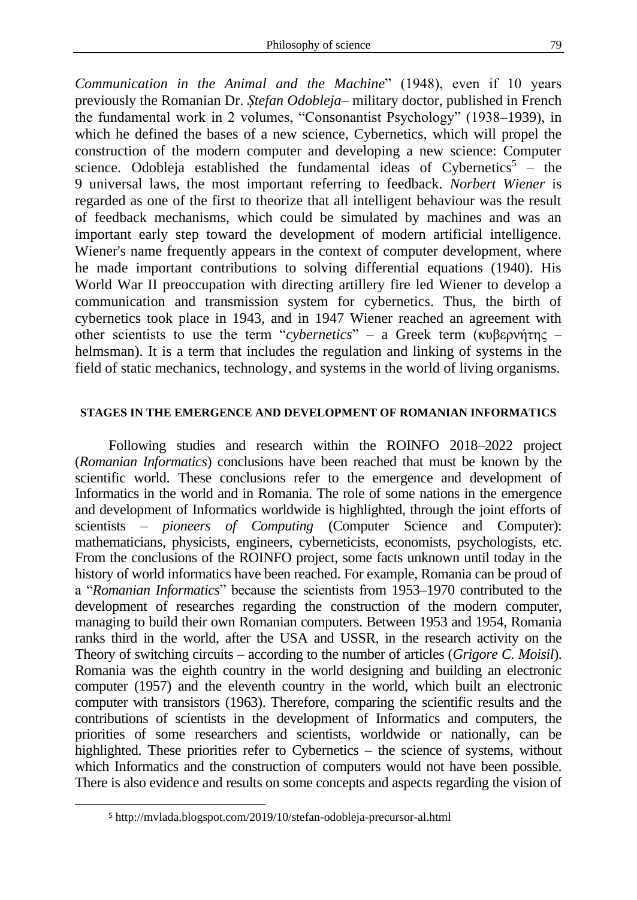*Communication in the Animal and the Machine*" (1948), even if 10 years previously the Romanian Dr. *Ștefan Odobleja*– military doctor, published in French the fundamental work in 2 volumes, "Consonantist Psychology" (1938–1939), in which he defined the bases of a new science, Cybernetics, which will propel the construction of the modern computer and developing a new science: Computer science. Odobleja established the fundamental ideas of Cybernetics[5] – the 9 universal laws, the most important referring to feedback. *Norbert Wiener* is regarded as one of the first to theorize that all intelligent behaviour was the result of feedback mechanisms, which could be simulated by machines and was an important early step toward the development of modern artificial intelligence. Wiener's name frequently appears in the context of computer development, where he made important contributions to solving differential equations (1940). His World War II preoccupation with directing artillery fire led Wiener to develop a communication and transmission system for cybernetics. Thus, the birth of cybernetics took place in 1943, and in 1947 Wiener reached an agreement with other scientists to use the term "*cybernetics*" – a Greek term (κυβερνήτης – helmsman). It is a term that includes the regulation and linking of systems in the field of static mechanics, technology, and systems in the world of living organisms.

## STAGES IN THE EMERGENCE AND DEVELOPMENT OF ROMANIAN INFORMATICS

Following studies and research within the ROINFO 2018–2022 project (*Romanian Informatics*) conclusions have been reached that must be known by the scientific world. These conclusions refer to the emergence and development of Informatics in the world and in Romania. The role of some nations in the emergence and development of Informatics worldwide is highlighted, through the joint efforts of scientists – *pioneers of Computing* (Computer Science and Computer): mathematicians, physicists, engineers, cyberneticists, economists, psychologists, etc. From the conclusions of the ROINFO project, some facts unknown until today in the history of world informatics have been reached. For example, Romania can be proud of a "*Romanian Informatics*" because the scientists from 1953–1970 contributed to the development of researches regarding the construction of the modern computer, managing to build their own Romanian computers. Between 1953 and 1954, Romania ranks third in the world, after the USA and USSR, in the research activity on the Theory of switching circuits – according to the number of articles (*Grigore C. Moisil*). Romania was the eighth country in the world designing and building an electronic computer (1957) and the eleventh country in the world, which built an electronic computer with transistors (1963). Therefore, comparing the scientific results and the contributions of scientists in the development of Informatics and computers, the priorities of some researchers and scientists, worldwide or nationally, can be highlighted. These priorities refer to Cybernetics – the science of systems, without which Informatics and the construction of computers would not have been possible. There is also evidence and results on some concepts and aspects regarding the vision of

[5] http://mvlada.blogspot.com/2019/10/stefan-odobleja-precursor-al.html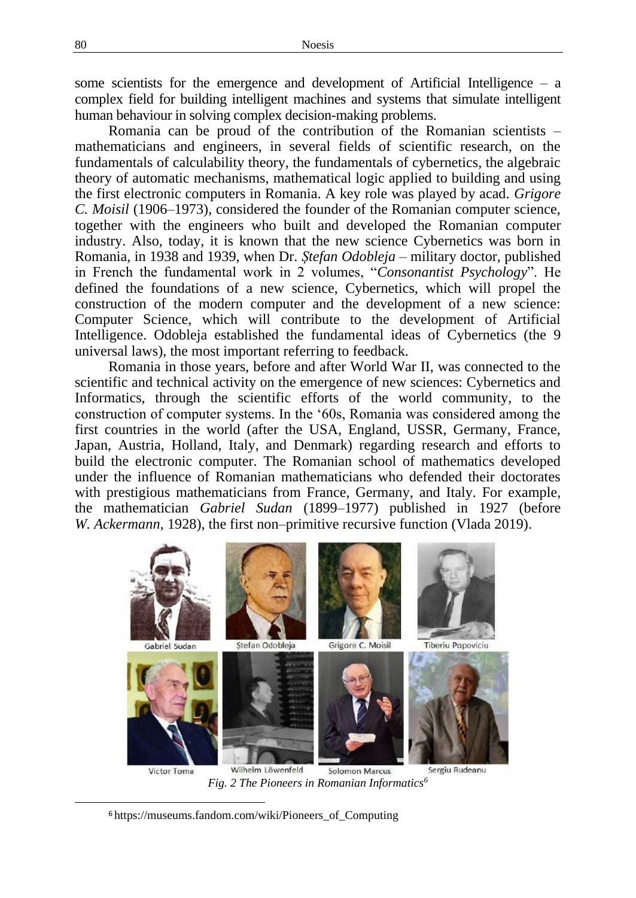some scientists for the emergence and development of Artificial Intelligence – a complex field for building intelligent machines and systems that simulate intelligent human behaviour in solving complex decision-making problems.

Romania can be proud of the contribution of the Romanian scientists – mathematicians and engineers, in several fields of scientific research, on the fundamentals of calculability theory, the fundamentals of cybernetics, the algebraic theory of automatic mechanisms, mathematical logic applied to building and using the first electronic computers in Romania. A key role was played by acad. *Grigore C. Moisil* (1906–1973), considered the founder of the Romanian computer science, together with the engineers who built and developed the Romanian computer industry. Also, today, it is known that the new science Cybernetics was born in Romania, in 1938 and 1939, when Dr. *Ștefan Odobleja* – military doctor, published in French the fundamental work in 2 volumes, "*Consonantist Psychology*". He defined the foundations of a new science, Cybernetics, which will propel the construction of the modern computer and the development of a new science: Computer Science, which will contribute to the development of Artificial Intelligence. Odobleja established the fundamental ideas of Cybernetics (the 9 universal laws), the most important referring to feedback.

Romania in those years, before and after World War II, was connected to the scientific and technical activity on the emergence of new sciences: Cybernetics and Informatics, through the scientific efforts of the world community, to the construction of computer systems. In the '60s, Romania was considered among the first countries in the world (after the USA, England, USSR, Germany, France, Japan, Austria, Holland, Italy, and Denmark) regarding research and efforts to build the electronic computer. The Romanian school of mathematics developed under the influence of Romanian mathematicians who defended their doctorates with prestigious mathematicians from France, Germany, and Italy. For example, the mathematician *Gabriel Sudan* (1899–1977) published in 1927 (before *W. Ackermann*, 1928), the first non–primitive recursive function (Vlada 2019).

Gabriel Sudan, Ștefan Odobleja, Grigore C. Moisil, Tiberiu Popoviciu, Victor Toma, Wilhelm Löwenfeld, Solomon Marcus, Sergiu Rudeanu

*Fig. 2 The Pioneers in Romanian Informatics*[6]

[6] https://museums.fandom.com/wiki/Pioneers_of_Computing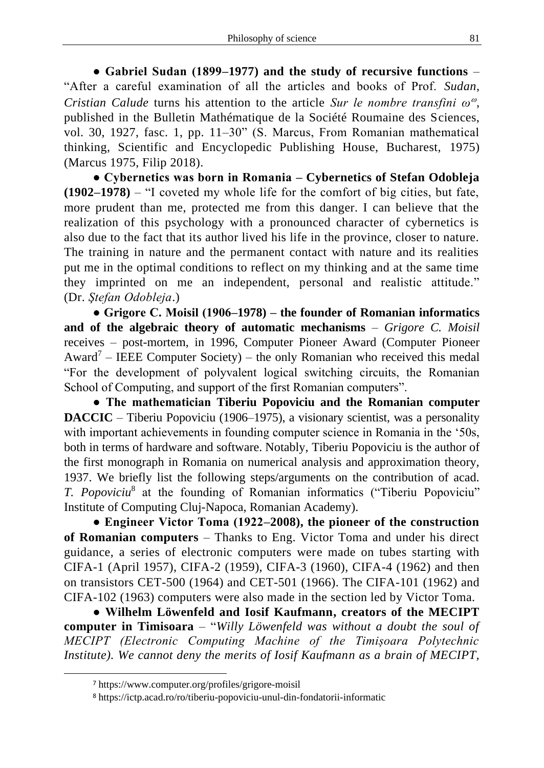● **Gabriel Sudan (1899–1977) and the study of recursive functions** – "After a careful examination of all the articles and books of Prof. *Sudan*, *Cristian Calude* turns his attention to the article *Sur le nombre transfini* $\omega^{\omega}$, published in the Bulletin Mathématique de la Société Roumaine des Sciences, vol. 30, 1927, fasc. 1, pp. 11–30" (S. Marcus, From Romanian mathematical thinking, Scientific and Encyclopedic Publishing House, Bucharest, 1975) (Marcus 1975, Filip 2018).

● **Cybernetics was born in Romania – Cybernetics of Stefan Odobleja (1902–1978)** – "I coveted my whole life for the comfort of big cities, but fate, more prudent than me, protected me from this danger. I can believe that the realization of this psychology with a pronounced character of cybernetics is also due to the fact that its author lived his life in the province, closer to nature. The training in nature and the permanent contact with nature and its realities put me in the optimal conditions to reflect on my thinking and at the same time they imprinted on me an independent, personal and realistic attitude." (Dr. *Ştefan Odobleja*.)

● **Grigore C. Moisil (1906–1978) – the founder of Romanian informatics and of the algebraic theory of automatic mechanisms** – *Grigore C. Moisil* receives – post-mortem, in 1996, Computer Pioneer Award (Computer Pioneer Award[7] – IEEE Computer Society) – the only Romanian who received this medal "For the development of polyvalent logical switching circuits, the Romanian School of Computing, and support of the first Romanian computers".

● **The mathematician Tiberiu Popoviciu and the Romanian computer DACCIC** – Tiberiu Popoviciu (1906–1975), a visionary scientist, was a personality with important achievements in founding computer science in Romania in the '50s, both in terms of hardware and software. Notably, Tiberiu Popoviciu is the author of the first monograph in Romania on numerical analysis and approximation theory, 1937. We briefly list the following steps/arguments on the contribution of acad. *T. Popoviciu*[8] at the founding of Romanian informatics ("Tiberiu Popoviciu" Institute of Computing Cluj-Napoca, Romanian Academy).

● **Engineer Victor Toma (1922–2008), the pioneer of the construction of Romanian computers** – Thanks to Eng. Victor Toma and under his direct guidance, a series of electronic computers were made on tubes starting with CIFA-1 (April 1957), CIFA-2 (1959), CIFA-3 (1960), CIFA-4 (1962) and then on transistors CET-500 (1964) and CET-501 (1966). The CIFA-101 (1962) and CIFA-102 (1963) computers were also made in the section led by Victor Toma.

● **Wilhelm Löwenfeld and Iosif Kaufmann, creators of the MECIPT computer in Timisoara** – "*Willy Löwenfeld was without a doubt the soul of MECIPT (Electronic Computing Machine of the Timişoara Polytechnic Institute). We cannot deny the merits of Iosif Kaufmann as a brain of MECIPT,*

---

[7] https://www.computer.org/profiles/grigore-moisil

[8] https://ictp.acad.ro/ro/tiberiu-popoviciu-unul-din-fondatorii-informatic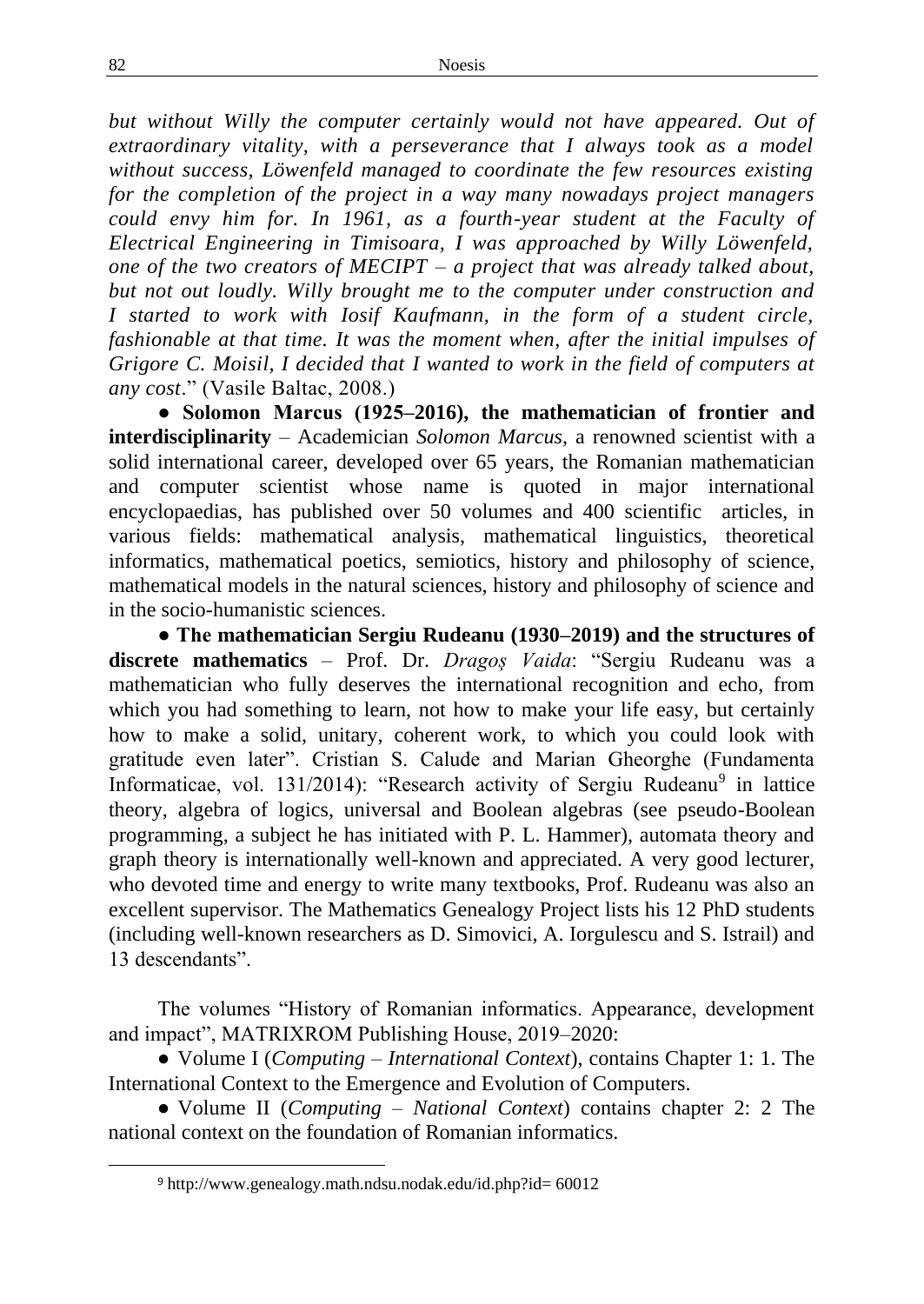*but without Willy the computer certainly would not have appeared. Out of extraordinary vitality, with a perseverance that I always took as a model without success, Löwenfeld managed to coordinate the few resources existing for the completion of the project in a way many nowadays project managers could envy him for. In 1961, as a fourth-year student at the Faculty of Electrical Engineering in Timisoara, I was approached by Willy Löwenfeld, one of the two creators of MECIPT – a project that was already talked about, but not out loudly. Willy brought me to the computer under construction and I started to work with Iosif Kaufmann, in the form of a student circle, fashionable at that time. It was the moment when, after the initial impulses of Grigore C. Moisil, I decided that I wanted to work in the field of computers at any cost*." (Vasile Baltac, 2008.)

● **Solomon Marcus (1925–2016), the mathematician of frontier and interdisciplinarity** – Academician *Solomon Marcus*, a renowned scientist with a solid international career, developed over 65 years, the Romanian mathematician and computer scientist whose name is quoted in major international encyclopaedias, has published over 50 volumes and 400 scientific articles, in various fields: mathematical analysis, mathematical linguistics, theoretical informatics, mathematical poetics, semiotics, history and philosophy of science, mathematical models in the natural sciences, history and philosophy of science and in the socio-humanistic sciences.

● **The mathematician Sergiu Rudeanu (1930–2019) and the structures of discrete mathematics** – Prof. Dr. *Dragoș Vaida*: "Sergiu Rudeanu was a mathematician who fully deserves the international recognition and echo, from which you had something to learn, not how to make your life easy, but certainly how to make a solid, unitary, coherent work, to which you could look with gratitude even later". Cristian S. Calude and Marian Gheorghe (Fundamenta Informaticae, vol. 131/2014): "Research activity of Sergiu Rudeanu[9] in lattice theory, algebra of logics, universal and Boolean algebras (see pseudo-Boolean programming, a subject he has initiated with P. L. Hammer), automata theory and graph theory is internationally well-known and appreciated. A very good lecturer, who devoted time and energy to write many textbooks, Prof. Rudeanu was also an excellent supervisor. The Mathematics Genealogy Project lists his 12 PhD students (including well-known researchers as D. Simovici, A. Iorgulescu and S. Istrail) and 13 descendants".

The volumes "History of Romanian informatics. Appearance, development and impact", MATRIXROM Publishing House, 2019–2020:

● Volume I (*Computing – International Context*), contains Chapter 1: 1. The International Context to the Emergence and Evolution of Computers.

● Volume II (*Computing – National Context*) contains chapter 2: 2 The national context on the foundation of Romanian informatics.

---

[9] http://www.genealogy.math.ndsu.nodak.edu/id.php?id= 60012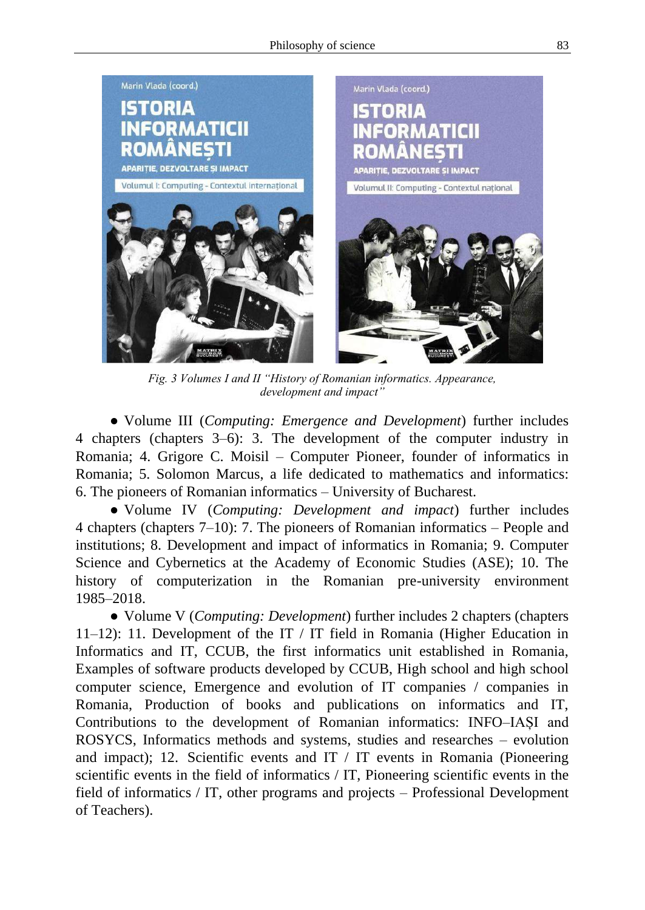*Fig. 3 Volumes I and II "History of Romanian informatics. Appearance, development and impact"*

● Volume III (*Computing: Emergence and Development*) further includes 4 chapters (chapters 3–6): 3. The development of the computer industry in Romania; 4. Grigore C. Moisil – Computer Pioneer, founder of informatics in Romania; 5. Solomon Marcus, a life dedicated to mathematics and informatics: 6. The pioneers of Romanian informatics – University of Bucharest.

● Volume IV (*Computing: Development and impact*) further includes 4 chapters (chapters 7–10): 7. The pioneers of Romanian informatics – People and institutions; 8. Development and impact of informatics in Romania; 9. Computer Science and Cybernetics at the Academy of Economic Studies (ASE); 10. The history of computerization in the Romanian pre-university environment 1985–2018.

● Volume V (*Computing: Development*) further includes 2 chapters (chapters 11–12): 11. Development of the IT / IT field in Romania (Higher Education in Informatics and IT, CCUB, the first informatics unit established in Romania, Examples of software products developed by CCUB, High school and high school computer science, Emergence and evolution of IT companies / companies in Romania, Production of books and publications on informatics and IT, Contributions to the development of Romanian informatics: INFO–IAȘI and ROSYCS, Informatics methods and systems, studies and researches – evolution and impact); 12. Scientific events and IT / IT events in Romania (Pioneering scientific events in the field of informatics / IT, Pioneering scientific events in the field of informatics / IT, other programs and projects – Professional Development of Teachers).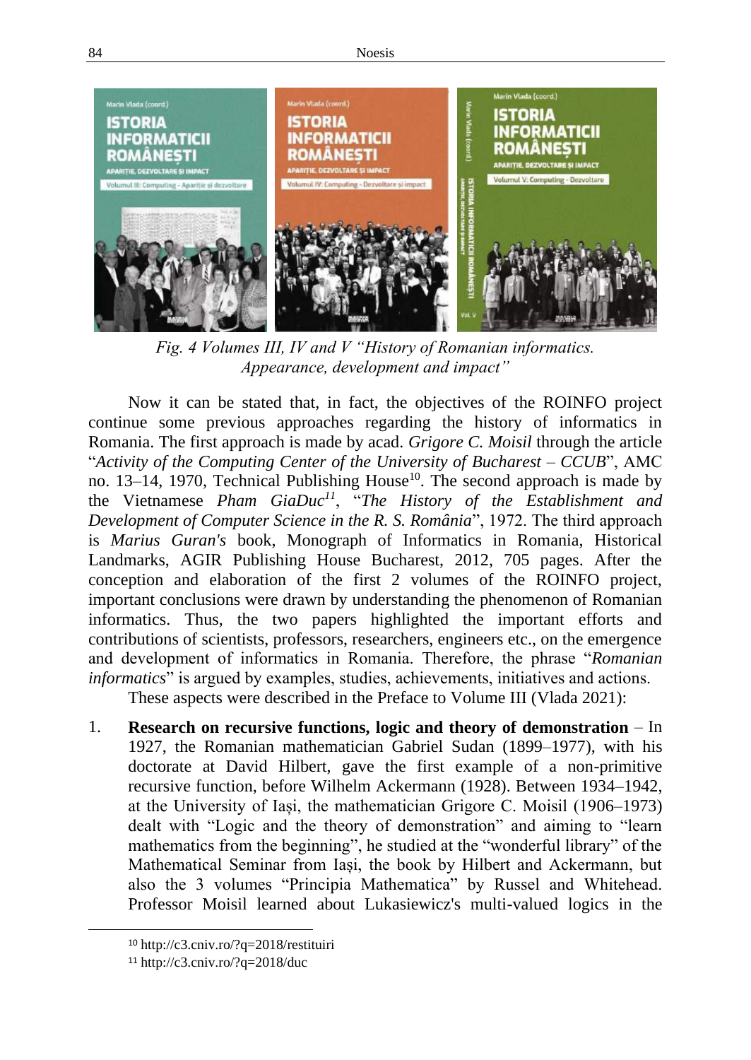*Fig. 4 Volumes III, IV and V "History of Romanian informatics. Appearance, development and impact"*

Now it can be stated that, in fact, the objectives of the ROINFO project continue some previous approaches regarding the history of informatics in Romania. The first approach is made by acad. *Grigore C. Moisil* through the article "*Activity of the Computing Center of the University of Bucharest – CCUB*", AMC no. 13–14, 1970, Technical Publishing House[10]. The second approach is made by the Vietnamese *Pham GiaDuc*[11], "*The History of the Establishment and Development of Computer Science in the R. S. România*", 1972. The third approach is *Marius Guran's* book, Monograph of Informatics in Romania, Historical Landmarks, AGIR Publishing House Bucharest, 2012, 705 pages. After the conception and elaboration of the first 2 volumes of the ROINFO project, important conclusions were drawn by understanding the phenomenon of Romanian informatics. Thus, the two papers highlighted the important efforts and contributions of scientists, professors, researchers, engineers etc., on the emergence and development of informatics in Romania. Therefore, the phrase "*Romanian informatics*" is argued by examples, studies, achievements, initiatives and actions.

These aspects were described in the Preface to Volume III (Vlada 2021):

1. **Research on recursive functions, logic and theory of demonstration** – In 1927, the Romanian mathematician Gabriel Sudan (1899–1977), with his doctorate at David Hilbert, gave the first example of a non-primitive recursive function, before Wilhelm Ackermann (1928). Between 1934–1942, at the University of Iași, the mathematician Grigore C. Moisil (1906–1973) dealt with "Logic and the theory of demonstration" and aiming to "learn mathematics from the beginning", he studied at the "wonderful library" of the Mathematical Seminar from Iași, the book by Hilbert and Ackermann, but also the 3 volumes "Principia Mathematica" by Russel and Whitehead. Professor Moisil learned about Lukasiewicz's multi-valued logics in the

---

[10] http://c3.cniv.ro/?q=2018/restituiri

[11] http://c3.cniv.ro/?q=2018/duc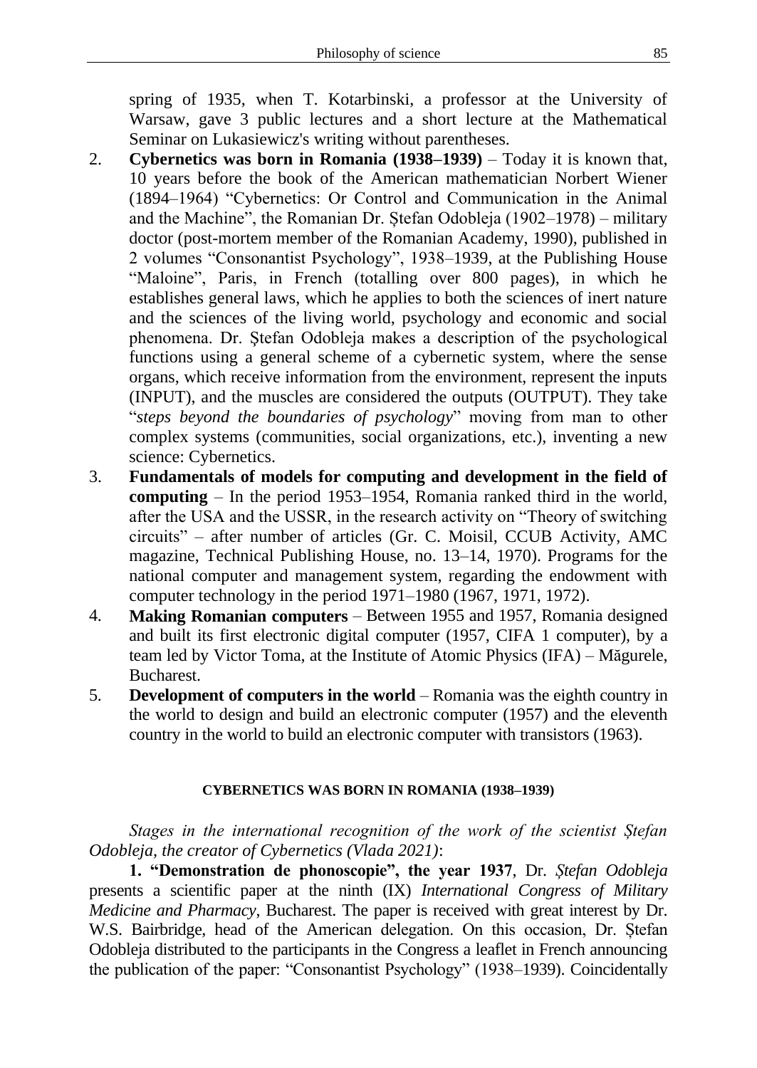spring of 1935, when T. Kotarbinski, a professor at the University of Warsaw, gave 3 public lectures and a short lecture at the Mathematical Seminar on Lukasiewicz's writing without parentheses.

2. **Cybernetics was born in Romania (1938–1939)** – Today it is known that, 10 years before the book of the American mathematician Norbert Wiener (1894–1964) "Cybernetics: Or Control and Communication in the Animal and the Machine", the Romanian Dr. Ștefan Odobleja (1902–1978) – military doctor (post-mortem member of the Romanian Academy, 1990), published in 2 volumes "Consonantist Psychology", 1938–1939, at the Publishing House "Maloine", Paris, in French (totalling over 800 pages), in which he establishes general laws, which he applies to both the sciences of inert nature and the sciences of the living world, psychology and economic and social phenomena. Dr. Ştefan Odobleja makes a description of the psychological functions using a general scheme of a cybernetic system, where the sense organs, which receive information from the environment, represent the inputs (INPUT), and the muscles are considered the outputs (OUTPUT). They take "*steps beyond the boundaries of psychology*" moving from man to other complex systems (communities, social organizations, etc.), inventing a new science: Cybernetics.
3. **Fundamentals of models for computing and development in the field of computing** – In the period 1953–1954, Romania ranked third in the world, after the USA and the USSR, in the research activity on "Theory of switching circuits" – after number of articles (Gr. C. Moisil, CCUB Activity, AMC magazine, Technical Publishing House, no. 13–14, 1970). Programs for the national computer and management system, regarding the endowment with computer technology in the period 1971–1980 (1967, 1971, 1972).
4. **Making Romanian computers** – Between 1955 and 1957, Romania designed and built its first electronic digital computer (1957, CIFA 1 computer), by a team led by Victor Toma, at the Institute of Atomic Physics (IFA) – Măgurele, Bucharest.
5. **Development of computers in the world** – Romania was the eighth country in the world to design and build an electronic computer (1957) and the eleventh country in the world to build an electronic computer with transistors (1963).

#### CYBERNETICS WAS BORN IN ROMANIA (1938–1939)

*Stages in the international recognition of the work of the scientist Ștefan Odobleja, the creator of Cybernetics (Vlada 2021)*:

**1. "Demonstration de phonoscopie", the year 1937**, Dr. *Ștefan Odobleja* presents a scientific paper at the ninth (IX) *International Congress of Military Medicine and Pharmacy*, Bucharest. The paper is received with great interest by Dr. W.S. Bairbridge, head of the American delegation. On this occasion, Dr. Ștefan Odobleja distributed to the participants in the Congress a leaflet in French announcing the publication of the paper: "Consonantist Psychology" (1938–1939). Coincidentally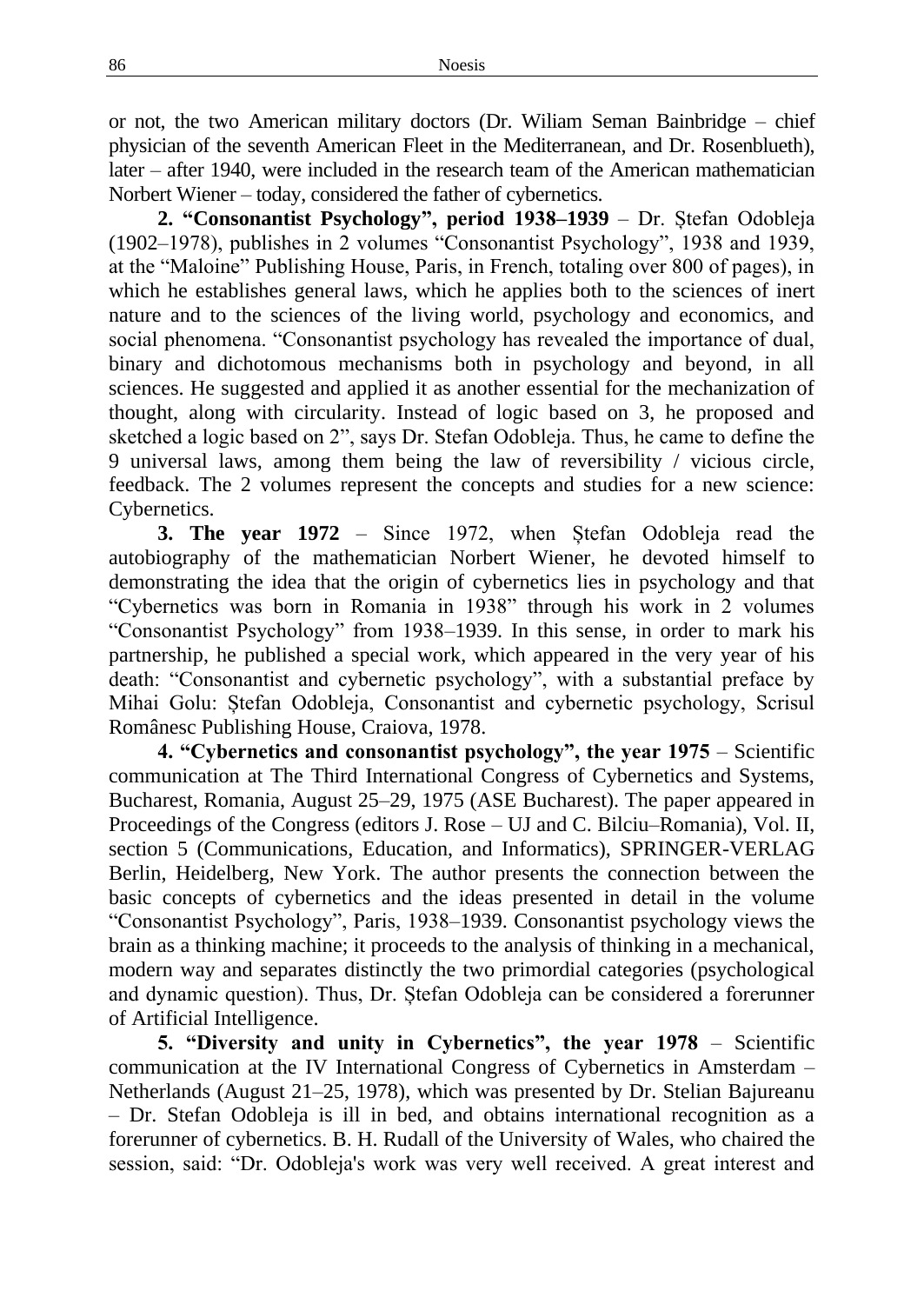or not, the two American military doctors (Dr. Wiliam Seman Bainbridge – chief physician of the seventh American Fleet in the Mediterranean, and Dr. Rosenblueth), later – after 1940, were included in the research team of the American mathematician Norbert Wiener – today, considered the father of cybernetics.

**2. "Consonantist Psychology", period 1938–1939** – Dr. Ștefan Odobleja (1902–1978), publishes in 2 volumes "Consonantist Psychology", 1938 and 1939, at the "Maloine" Publishing House, Paris, in French, totaling over 800 of pages), in which he establishes general laws, which he applies both to the sciences of inert nature and to the sciences of the living world, psychology and economics, and social phenomena. "Consonantist psychology has revealed the importance of dual, binary and dichotomous mechanisms both in psychology and beyond, in all sciences. He suggested and applied it as another essential for the mechanization of thought, along with circularity. Instead of logic based on 3, he proposed and sketched a logic based on 2", says Dr. Stefan Odobleja. Thus, he came to define the 9 universal laws, among them being the law of reversibility / vicious circle, feedback. The 2 volumes represent the concepts and studies for a new science: Cybernetics.

**3. The year 1972** – Since 1972, when Ștefan Odobleja read the autobiography of the mathematician Norbert Wiener, he devoted himself to demonstrating the idea that the origin of cybernetics lies in psychology and that "Cybernetics was born in Romania in 1938" through his work in 2 volumes "Consonantist Psychology" from 1938–1939. In this sense, in order to mark his partnership, he published a special work, which appeared in the very year of his death: "Consonantist and cybernetic psychology", with a substantial preface by Mihai Golu: Ștefan Odobleja, Consonantist and cybernetic psychology, Scrisul Românesc Publishing House, Craiova, 1978.

**4. "Cybernetics and consonantist psychology", the year 1975** – Scientific communication at The Third International Congress of Cybernetics and Systems, Bucharest, Romania, August 25–29, 1975 (ASE Bucharest). The paper appeared in Proceedings of the Congress (editors J. Rose – UJ and C. Bilciu–Romania), Vol. II, section 5 (Communications, Education, and Informatics), SPRINGER-VERLAG Berlin, Heidelberg, New York. The author presents the connection between the basic concepts of cybernetics and the ideas presented in detail in the volume "Consonantist Psychology", Paris, 1938–1939. Consonantist psychology views the brain as a thinking machine; it proceeds to the analysis of thinking in a mechanical, modern way and separates distinctly the two primordial categories (psychological and dynamic question). Thus, Dr. Ștefan Odobleja can be considered a forerunner of Artificial Intelligence.

**5. "Diversity and unity in Cybernetics", the year 1978** – Scientific communication at the IV International Congress of Cybernetics in Amsterdam – Netherlands (August 21–25, 1978), which was presented by Dr. Stelian Bajureanu – Dr. Stefan Odobleja is ill in bed, and obtains international recognition as a forerunner of cybernetics. B. H. Rudall of the University of Wales, who chaired the session, said: "Dr. Odobleja's work was very well received. A great interest and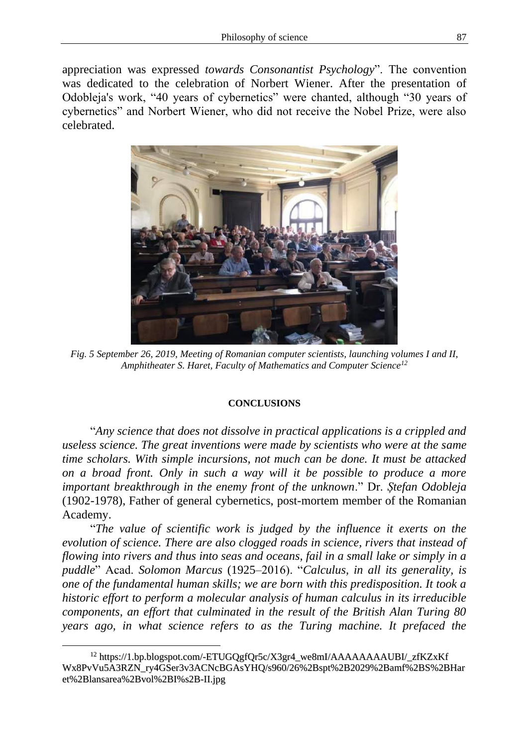appreciation was expressed *towards Consonantist Psychology*". The convention was dedicated to the celebration of Norbert Wiener. After the presentation of Odobleja's work, "40 years of cybernetics" were chanted, although "30 years of cybernetics" and Norbert Wiener, who did not receive the Nobel Prize, were also celebrated.

*Fig. 5 September 26, 2019, Meeting of Romanian computer scientists, launching volumes I and II, Amphitheater S. Haret, Faculty of Mathematics and Computer Science*[12]

## CONCLUSIONS

"*Any science that does not dissolve in practical applications is a crippled and useless science. The great inventions were made by scientists who were at the same time scholars. With simple incursions, not much can be done. It must be attacked on a broad front. Only in such a way will it be possible to produce a more important breakthrough in the enemy front of the unknown*." Dr. *Ştefan Odobleja* (1902-1978), Father of general cybernetics, post-mortem member of the Romanian Academy.

"*The value of scientific work is judged by the influence it exerts on the evolution of science. There are also clogged roads in science, rivers that instead of flowing into rivers and thus into seas and oceans, fail in a small lake or simply in a puddle*" Acad. *Solomon Marcus* (1925–2016). "*Calculus, in all its generality, is one of the fundamental human skills; we are born with this predisposition. It took a historic effort to perform a molecular analysis of human calculus in its irreducible components, an effort that culminated in the result of the British Alan Turing 80 years ago, in what science refers to as the Turing machine. It prefaced the*

[12] https://1.bp.blogspot.com/-ETUGQgfQr5c/X3gr4_we8mI/AAAAAAAAUBI/_zfKZxKf Wx8PvVu5A3RZN_ry4GSer3v3ACNcBGAsYHQ/s960/26%2Bspt%2B2029%2Bamf%2BS%2BHaret%2Blansarea%2Bvol%2BI%s2B-II.jpg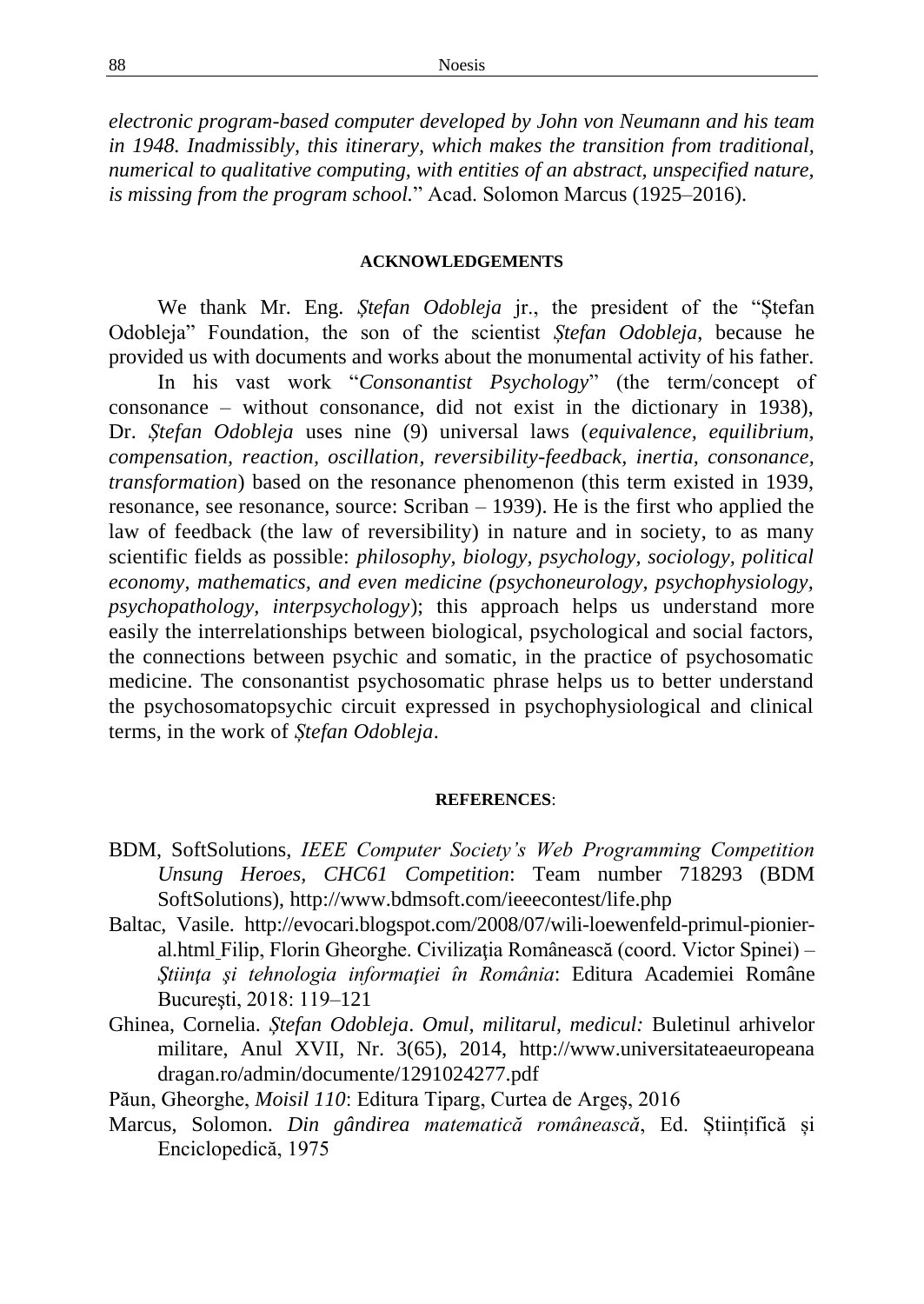*electronic program-based computer developed by John von Neumann and his team in 1948. Inadmissibly, this itinerary, which makes the transition from traditional, numerical to qualitative computing, with entities of an abstract, unspecified nature, is missing from the program school.*" Acad. Solomon Marcus (1925–2016).

## ACKNOWLEDGEMENTS

We thank Mr. Eng. *Ștefan Odobleja* jr., the president of the "Ștefan Odobleja" Foundation, the son of the scientist *Ștefan Odobleja*, because he provided us with documents and works about the monumental activity of his father.

In his vast work "*Consonantist Psychology*" (the term/concept of consonance – without consonance, did not exist in the dictionary in 1938), Dr. *Ștefan Odobleja* uses nine (9) universal laws (*equivalence, equilibrium, compensation, reaction, oscillation, reversibility-feedback, inertia, consonance, transformation*) based on the resonance phenomenon (this term existed in 1939, resonance, see resonance, source: Scriban – 1939). He is the first who applied the law of feedback (the law of reversibility) in nature and in society, to as many scientific fields as possible: *philosophy, biology, psychology, sociology, political economy, mathematics, and even medicine (psychoneurology, psychophysiology, psychopathology, interpsychology*); this approach helps us understand more easily the interrelationships between biological, psychological and social factors, the connections between psychic and somatic, in the practice of psychosomatic medicine. The consonantist psychosomatic phrase helps us to better understand the psychosomatopsychic circuit expressed in psychophysiological and clinical terms, in the work of *Ștefan Odobleja*.

## REFERENCES:

BDM, SoftSolutions, *IEEE Computer Society's Web Programming Competition Unsung Heroes, CHC61 Competition*: Team number 718293 (BDM SoftSolutions), http://www.bdmsoft.com/ieeecontest/life.php

Baltac, Vasile. http://evocari.blogspot.com/2008/07/wili-loewenfeld-primul-pionier-al.html Filip, Florin Gheorghe. Civilizaţia Românească (coord. Victor Spinei) – *Ştiinţa şi tehnologia informaţiei în România*: Editura Academiei Române Bucureşti, 2018: 119–121

Ghinea, Cornelia. *Ștefan Odobleja. Omul, militarul, medicul:* Buletinul arhivelor militare, Anul XVII, Nr. 3(65), 2014, http://www.universitateaeuropeanadragan.ro/admin/documente/1291024277.pdf

Păun, Gheorghe, *Moisil 110*: Editura Tiparg, Curtea de Argeș, 2016

Marcus, Solomon. *Din gândirea matematică românească*, Ed. Științifică şi Enciclopedică, 1975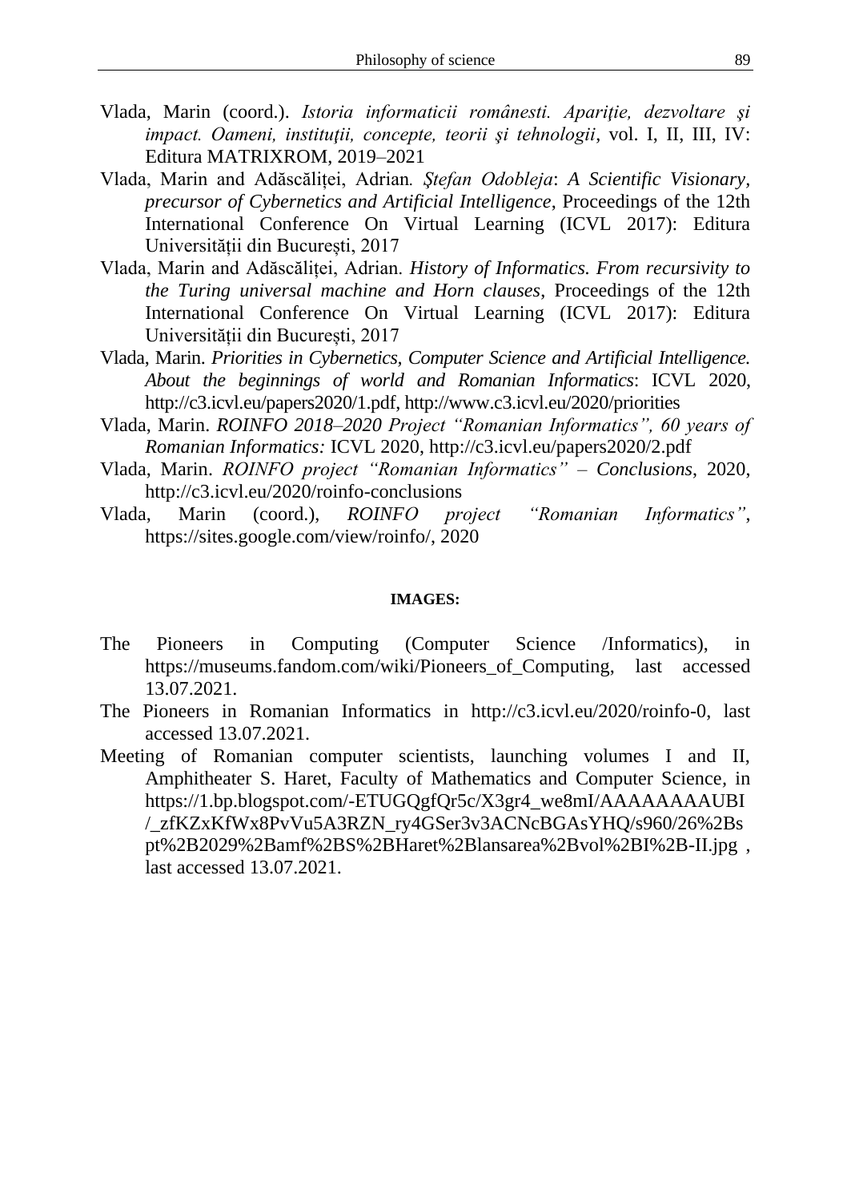Vlada, Marin (coord.). *Istoria informaticii românesti. Apariţie, dezvoltare şi impact. Oameni, instituţii, concepte, teorii şi tehnologii*, vol. I, II, III, IV: Editura MATRIXROM, 2019–2021

Vlada, Marin and Adăscăliței, Adrian*. Ştefan Odobleja*: *A Scientific Visionary, precursor of Cybernetics and Artificial Intelligence*, Proceedings of the 12th International Conference On Virtual Learning (ICVL 2017): Editura Universității din București, 2017

Vlada, Marin and Adăscăliței, Adrian. *History of Informatics. From recursivity to the Turing universal machine and Horn clauses*, Proceedings of the 12th International Conference On Virtual Learning (ICVL 2017): Editura Universității din București, 2017

Vlada, Marin. *Priorities in Cybernetics, Computer Science and Artificial Intelligence. About the beginnings of world and Romanian Informatics*: ICVL 2020, http://c3.icvl.eu/papers2020/1.pdf, http://www.c3.icvl.eu/2020/priorities

Vlada, Marin. *ROINFO 2018–2020 Project "Romanian Informatics", 60 years of Romanian Informatics:* ICVL 2020, http://c3.icvl.eu/papers2020/2.pdf

Vlada, Marin. *ROINFO project "Romanian Informatics" – Conclusions*, 2020, http://c3.icvl.eu/2020/roinfo-conclusions

Vlada, Marin (coord.), *ROINFO project "Romanian Informatics"*, https://sites.google.com/view/roinfo/, 2020

**IMAGES:**

The Pioneers in Computing (Computer Science /Informatics), in https://museums.fandom.com/wiki/Pioneers_of_Computing, last accessed 13.07.2021.

The Pioneers in Romanian Informatics in http://c3.icvl.eu/2020/roinfo-0, last accessed 13.07.2021.

Meeting of Romanian computer scientists, launching volumes I and II, Amphitheater S. Haret, Faculty of Mathematics and Computer Science, in https://1.bp.blogspot.com/-ETUGQgfQr5c/X3gr4_we8mI/AAAAAAAAUBI/_zfKZxKfWx8PvVu5A3RZN_ry4GSer3v3ACNcBGAsYHQ/s960/26%2Bspt%2B2029%2Bamf%2BS%2BHaret%2Blansarea%2Bvol%2BI%2B-II.jpg , last accessed 13.07.2021.